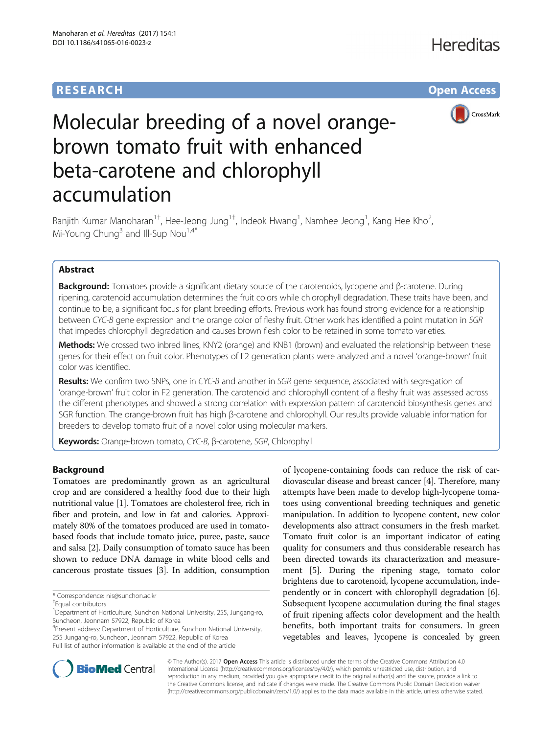**RESEARCH** **Open Access**

# Molecular breeding of a novel orange-brown tomato fruit with enhanced beta-carotene and chlorophyll accumulation

Ranjith Kumar Manoharan[1†], Hee-Jeong Jung[1†], Indeok Hwang[1], Namhee Jeong[1], Kang Hee Kho[2], Mi-Young Chung[3] and Ill-Sup Nou[1,4*]

## Abstract

**Background:** Tomatoes provide a significant dietary source of the carotenoids, lycopene and β-carotene. During ripening, carotenoid accumulation determines the fruit colors while chlorophyll degradation. These traits have been, and continue to be, a significant focus for plant breeding efforts. Previous work has found strong evidence for a relationship between *CYC-B* gene expression and the orange color of fleshy fruit. Other work has identified a point mutation in *SGR* that impedes chlorophyll degradation and causes brown flesh color to be retained in some tomato varieties.

**Methods:** We crossed two inbred lines, KNY2 (orange) and KNB1 (brown) and evaluated the relationship between these genes for their effect on fruit color. Phenotypes of F2 generation plants were analyzed and a novel 'orange-brown' fruit color was identified.

**Results:** We confirm two SNPs, one in *CYC-B* and another in *SGR* gene sequence, associated with segregation of 'orange-brown' fruit color in F2 generation. The carotenoid and chlorophyll content of a fleshy fruit was assessed across the different phenotypes and showed a strong correlation with expression pattern of carotenoid biosynthesis genes and SGR function. The orange-brown fruit has high β-carotene and chlorophyll. Our results provide valuable information for breeders to develop tomato fruit of a novel color using molecular markers.

**Keywords:** Orange-brown tomato, *CYC-B*, β-carotene, *SGR*, Chlorophyll

## Background

Tomatoes are predominantly grown as an agricultural crop and are considered a healthy food due to their high nutritional value [1]. Tomatoes are cholesterol free, rich in fiber and protein, and low in fat and calories. Approximately 80% of the tomatoes produced are used in tomato-based foods that include tomato juice, puree, paste, sauce and salsa [2]. Daily consumption of tomato sauce has been shown to reduce DNA damage in white blood cells and cancerous prostate tissues [3]. In addition, consumption of lycopene-containing foods can reduce the risk of cardiovascular disease and breast cancer [4]. Therefore, many attempts have been made to develop high-lycopene tomatoes using conventional breeding techniques and genetic manipulation. In addition to lycopene content, new color developments also attract consumers in the fresh market. Tomato fruit color is an important indicator of eating quality for consumers and thus considerable research has been directed towards its characterization and measurement [5]. During the ripening stage, tomato color brightens due to carotenoid, lycopene accumulation, independently or in concert with chlorophyll degradation [6]. Subsequent lycopene accumulation during the final stages of fruit ripening affects color development and the health benefits, both important traits for consumers. In green vegetables and leaves, lycopene is concealed by green

\* Correspondence: nis@sunchon.ac.kr
†Equal contributors
[1]Department of Horticulture, Sunchon National University, 255, Jungang-ro, Suncheon, Jeonnam 57922, Republic of Korea
[4]Present address: Department of Horticulture, Sunchon National University, 255 Jungang-ro, Suncheon, Jeonnam 57922, Republic of Korea
Full list of author information is available at the end of the article

© The Author(s). 2017 **Open Access** This article is distributed under the terms of the Creative Commons Attribution 4.0 International License (http://creativecommons.org/licenses/by/4.0/), which permits unrestricted use, distribution, and reproduction in any medium, provided you give appropriate credit to the original author(s) and the source, provide a link to the Creative Commons license, and indicate if changes were made. The Creative Commons Public Domain Dedication waiver (http://creativecommons.org/publicdomain/zero/1.0/) applies to the data made available in this article, unless otherwise stated.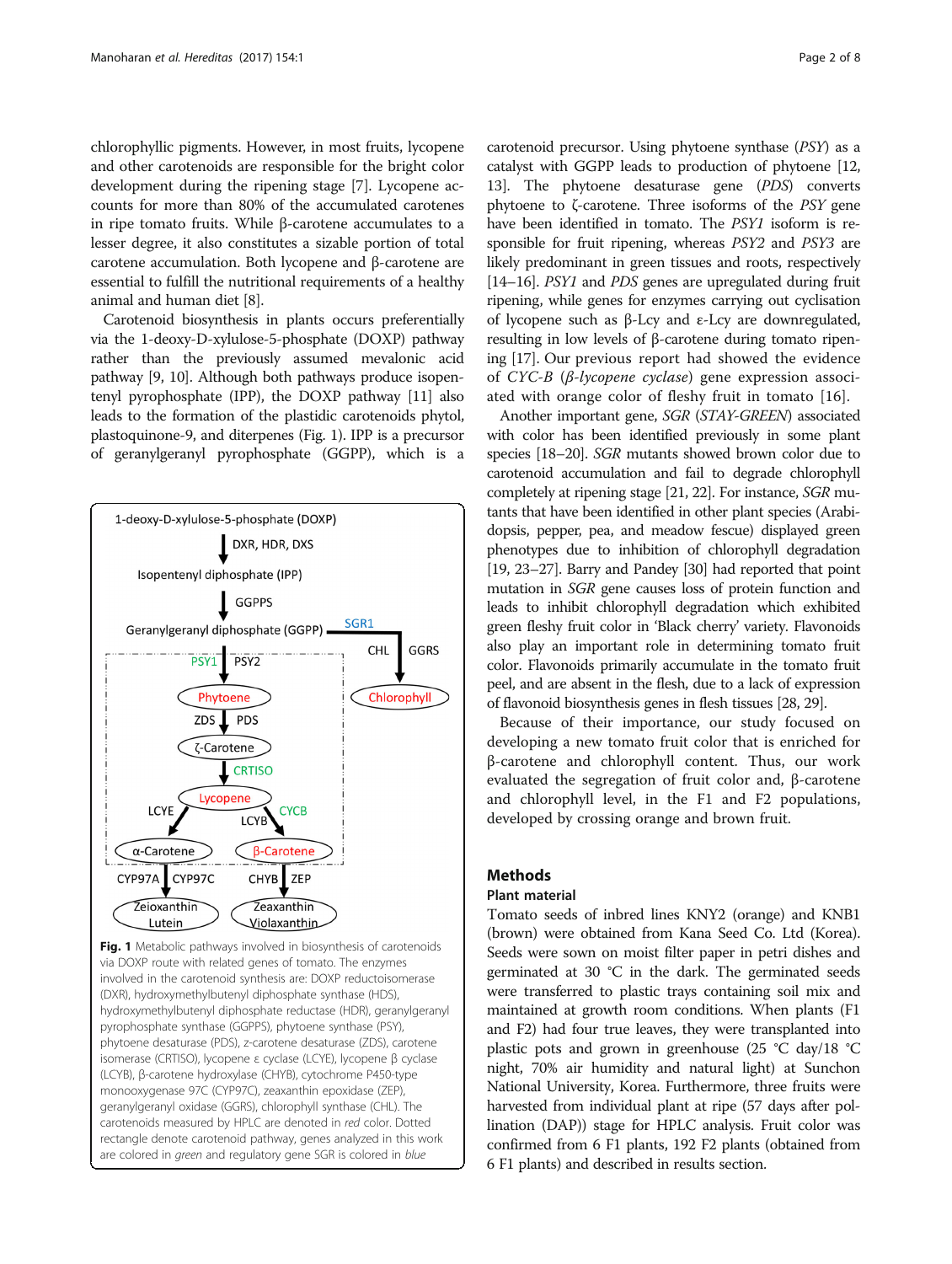chlorophyllic pigments. However, in most fruits, lycopene and other carotenoids are responsible for the bright color development during the ripening stage [7]. Lycopene accounts for more than 80% of the accumulated carotenes in ripe tomato fruits. While β-carotene accumulates to a lesser degree, it also constitutes a sizable portion of total carotene accumulation. Both lycopene and β-carotene are essential to fulfill the nutritional requirements of a healthy animal and human diet [8].

Carotenoid biosynthesis in plants occurs preferentially via the 1-deoxy-D-xylulose-5-phosphate (DOXP) pathway rather than the previously assumed mevalonic acid pathway [9, 10]. Although both pathways produce isopentenyl pyrophosphate (IPP), the DOXP pathway [11] also leads to the formation of the plastidic carotenoids phytol, plastoquinone-9, and diterpenes (Fig. 1). IPP is a precursor of geranylgeranyl pyrophosphate (GGPP), which is a carotenoid precursor. Using phytoene synthase (*PSY*) as a catalyst with GGPP leads to production of phytoene [12, 13]. The phytoene desaturase gene (*PDS*) converts phytoene to ζ-carotene. Three isoforms of the *PSY* gene have been identified in tomato. The *PSY1* isoform is responsible for fruit ripening, whereas *PSY2* and *PSY3* are likely predominant in green tissues and roots, respectively [14–16]. *PSY1* and *PDS* genes are upregulated during fruit ripening, while genes for enzymes carrying out cyclisation of lycopene such as β-Lcy and ε-Lcy are downregulated, resulting in low levels of β-carotene during tomato ripening [17]. Our previous report had showed the evidence of *CYC-B* (*β-lycopene cyclase*) gene expression associated with orange color of fleshy fruit in tomato [16].

**Fig. 1** Metabolic pathways involved in biosynthesis of carotenoids via DOXP route with related genes of tomato. The enzymes involved in the carotenoid synthesis are: DOXP reductoisomerase (DXR), hydroxymethylbutenyl diphosphate synthase (HDS), hydroxymethylbutenyl diphosphate reductase (HDR), geranylgeranyl pyrophosphate synthase (GGPPS), phytoene synthase (PSY), phytoene desaturase (PDS), z-carotene desaturase (ZDS), carotene isomerase (CRTISO), lycopene ε cyclase (LCYE), lycopene β cyclase (LCYB), β-carotene hydroxylase (CHYB), cytochrome P450-type monooxygenase 97C (CYP97C), zeaxanthin epoxidase (ZEP), geranylgeranyl oxidase (GGRS), chlorophyll synthase (CHL). The carotenoids measured by HPLC are denoted in *red* color. Dotted rectangle denote carotenoid pathway, genes analyzed in this work are colored in *green* and regulatory gene SGR is colored in *blue*

Another important gene, *SGR* (*STAY-GREEN*) associated with color has been identified previously in some plant species [18–20]. *SGR* mutants showed brown color due to carotenoid accumulation and fail to degrade chlorophyll completely at ripening stage [21, 22]. For instance, *SGR* mutants that have been identified in other plant species (Arabidopsis, pepper, pea, and meadow fescue) displayed green phenotypes due to inhibition of chlorophyll degradation [19, 23–27]. Barry and Pandey [30] had reported that point mutation in *SGR* gene causes loss of protein function and leads to inhibit chlorophyll degradation which exhibited green fleshy fruit color in 'Black cherry' variety. Flavonoids also play an important role in determining tomato fruit color. Flavonoids primarily accumulate in the tomato fruit peel, and are absent in the flesh, due to a lack of expression of flavonoid biosynthesis genes in flesh tissues [28, 29].

Because of their importance, our study focused on developing a new tomato fruit color that is enriched for β-carotene and chlorophyll content. Thus, our work evaluated the segregation of fruit color and, β-carotene and chlorophyll level, in the F1 and F2 populations, developed by crossing orange and brown fruit.

## Methods

### Plant material

Tomato seeds of inbred lines KNY2 (orange) and KNB1 (brown) were obtained from Kana Seed Co. Ltd (Korea). Seeds were sown on moist filter paper in petri dishes and germinated at 30 °C in the dark. The germinated seeds were transferred to plastic trays containing soil mix and maintained at growth room conditions. When plants (F1 and F2) had four true leaves, they were transplanted into plastic pots and grown in greenhouse (25 °C day/18 °C night, 70% air humidity and natural light) at Sunchon National University, Korea. Furthermore, three fruits were harvested from individual plant at ripe (57 days after pollination (DAP)) stage for HPLC analysis. Fruit color was confirmed from 6 F1 plants, 192 F2 plants (obtained from 6 F1 plants) and described in results section.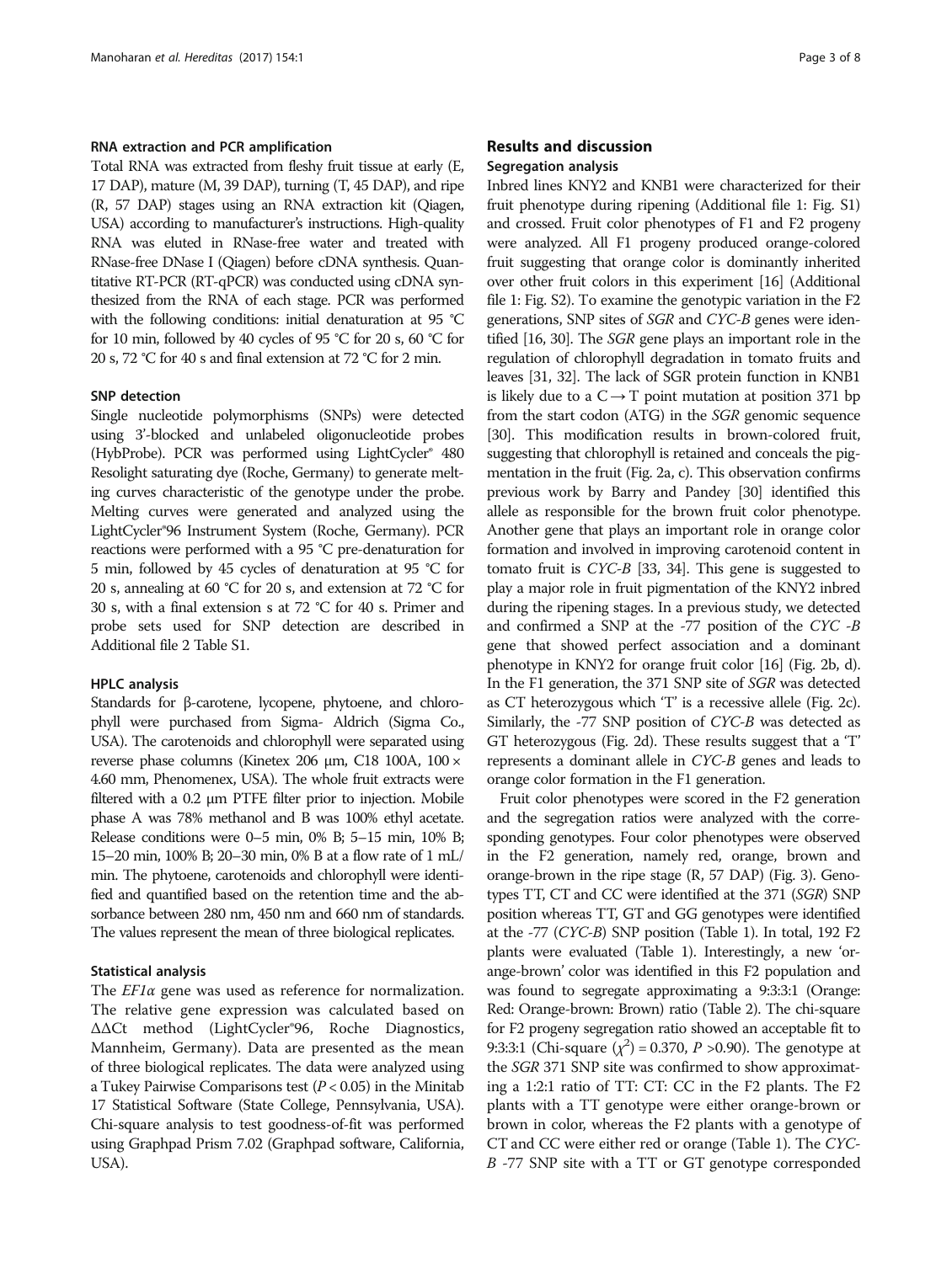### RNA extraction and PCR amplification

Total RNA was extracted from fleshy fruit tissue at early (E, 17 DAP), mature (M, 39 DAP), turning (T, 45 DAP), and ripe (R, 57 DAP) stages using an RNA extraction kit (Qiagen, USA) according to manufacturer's instructions. High-quality RNA was eluted in RNase-free water and treated with RNase-free DNase I (Qiagen) before cDNA synthesis. Quantitative RT-PCR (RT-qPCR) was conducted using cDNA synthesized from the RNA of each stage. PCR was performed with the following conditions: initial denaturation at 95 °C for 10 min, followed by 40 cycles of 95 °C for 20 s, 60 °C for 20 s, 72 °C for 40 s and final extension at 72 °C for 2 min.

### SNP detection

Single nucleotide polymorphisms (SNPs) were detected using 3'-blocked and unlabeled oligonucleotide probes (HybProbe). PCR was performed using LightCycler® 480 Resolight saturating dye (Roche, Germany) to generate melting curves characteristic of the genotype under the probe. Melting curves were generated and analyzed using the LightCycler®96 Instrument System (Roche, Germany). PCR reactions were performed with a 95 °C pre-denaturation for 5 min, followed by 45 cycles of denaturation at 95 °C for 20 s, annealing at 60 °C for 20 s, and extension at 72 °C for 30 s, with a final extension s at 72 °C for 40 s. Primer and probe sets used for SNP detection are described in Additional file 2 Table S1.

### HPLC analysis

Standards for β-carotene, lycopene, phytoene, and chlorophyll were purchased from Sigma- Aldrich (Sigma Co., USA). The carotenoids and chlorophyll were separated using reverse phase columns (Kinetex 206 μm, C18 100A, 100 × 4.60 mm, Phenomenex, USA). The whole fruit extracts were filtered with a 0.2 μm PTFE filter prior to injection. Mobile phase A was 78% methanol and B was 100% ethyl acetate. Release conditions were 0–5 min, 0% B; 5–15 min, 10% B; 15–20 min, 100% B; 20–30 min, 0% B at a flow rate of 1 mL/min. The phytoene, carotenoids and chlorophyll were identified and quantified based on the retention time and the absorbance between 280 nm, 450 nm and 660 nm of standards. The values represent the mean of three biological replicates.

### Statistical analysis

The *EF1α* gene was used as reference for normalization. The relative gene expression was calculated based on ΔΔCt method (LightCycler®96, Roche Diagnostics, Mannheim, Germany). Data are presented as the mean of three biological replicates. The data were analyzed using a Tukey Pairwise Comparisons test ($P < 0.05$) in the Minitab 17 Statistical Software (State College, Pennsylvania, USA). Chi-square analysis to test goodness-of-fit was performed using Graphpad Prism 7.02 (Graphpad software, California, USA).

## Results and discussion

### Segregation analysis

Inbred lines KNY2 and KNB1 were characterized for their fruit phenotype during ripening (Additional file 1: Fig. S1) and crossed. Fruit color phenotypes of F1 and F2 progeny were analyzed. All F1 progeny produced orange-colored fruit suggesting that orange color is dominantly inherited over other fruit colors in this experiment [16] (Additional file 1: Fig. S2). To examine the genotypic variation in the F2 generations, SNP sites of *SGR* and *CYC-B* genes were identified [16, 30]. The *SGR* gene plays an important role in the regulation of chlorophyll degradation in tomato fruits and leaves [31, 32]. The lack of SGR protein function in KNB1 is likely due to a C → T point mutation at position 371 bp from the start codon (ATG) in the *SGR* genomic sequence [30]. This modification results in brown-colored fruit, suggesting that chlorophyll is retained and conceals the pigmentation in the fruit (Fig. 2a, c). This observation confirms previous work by Barry and Pandey [30] identified this allele as responsible for the brown fruit color phenotype. Another gene that plays an important role in orange color formation and involved in improving carotenoid content in tomato fruit is *CYC-B* [33, 34]. This gene is suggested to play a major role in fruit pigmentation of the KNY2 inbred during the ripening stages. In a previous study, we detected and confirmed a SNP at the -77 position of the *CYC -B* gene that showed perfect association and a dominant phenotype in KNY2 for orange fruit color [16] (Fig. 2b, d). In the F1 generation, the 371 SNP site of *SGR* was detected as CT heterozygous which 'T' is a recessive allele (Fig. 2c). Similarly, the -77 SNP position of *CYC-B* was detected as GT heterozygous (Fig. 2d). These results suggest that a 'T' represents a dominant allele in *CYC-B* genes and leads to orange color formation in the F1 generation.

Fruit color phenotypes were scored in the F2 generation and the segregation ratios were analyzed with the corresponding genotypes. Four color phenotypes were observed in the F2 generation, namely red, orange, brown and orange-brown in the ripe stage (R, 57 DAP) (Fig. 3). Genotypes TT, CT and CC were identified at the 371 (*SGR*) SNP position whereas TT, GT and GG genotypes were identified at the -77 (*CYC-B*) SNP position (Table 1). In total, 192 F2 plants were evaluated (Table 1). Interestingly, a new 'orange-brown' color was identified in this F2 population and was found to segregate approximating a 9:3:3:1 (Orange: Red: Orange-brown: Brown) ratio (Table 2). The chi-square for F2 progeny segregation ratio showed an acceptable fit to 9:3:3:1 (Chi-square ($\chi^2$) = 0.370, $P$ >0.90). The genotype at the *SGR* 371 SNP site was confirmed to show approximating a 1:2:1 ratio of TT: CT: CC in the F2 plants. The F2 plants with a TT genotype were either orange-brown or brown in color, whereas the F2 plants with a genotype of CT and CC were either red or orange (Table 1). The *CYC-B* -77 SNP site with a TT or GT genotype corresponded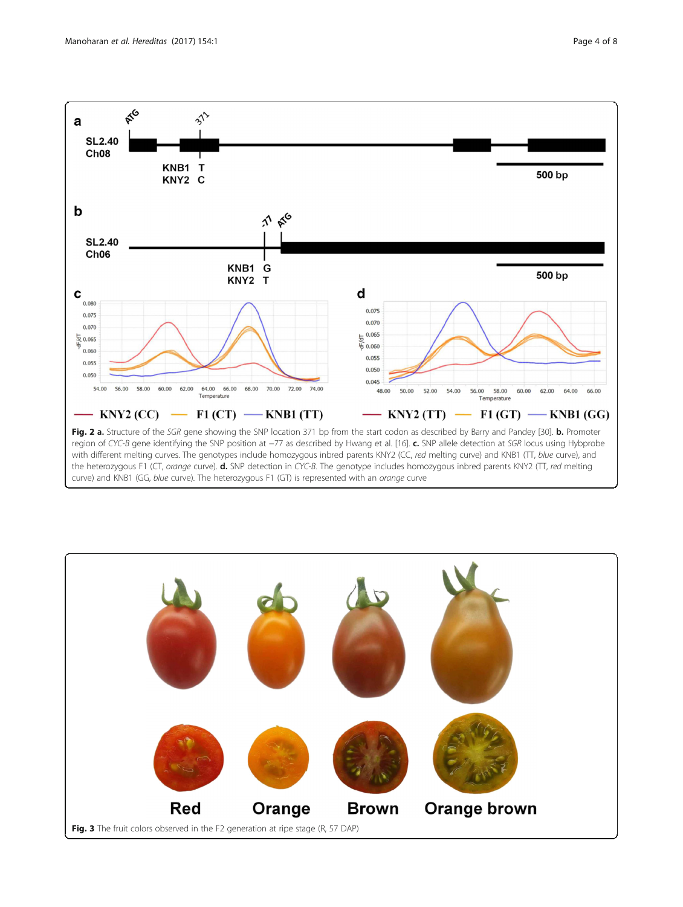**Fig. 2 a.** Structure of the *SGR* gene showing the SNP location 371 bp from the start codon as described by Barry and Pandey [30]. **b.** Promoter region of *CYC-B* gene identifying the SNP position at −77 as described by Hwang et al. [16]. **c.** SNP allele detection at *SGR* locus using Hybprobe with different melting curves. The genotypes include homozygous inbred parents KNY2 (CC, *red* melting curve) and KNB1 (TT, *blue* curve), and the heterozygous F1 (CT, *orange* curve). **d.** SNP detection in *CYC-B*. The genotype includes homozygous inbred parents KNY2 (TT, *red* melting curve) and KNB1 (GG, *blue* curve). The heterozygous F1 (GT) is represented with an *orange* curve

**Fig. 3** The fruit colors observed in the F2 generation at ripe stage (R, 57 DAP)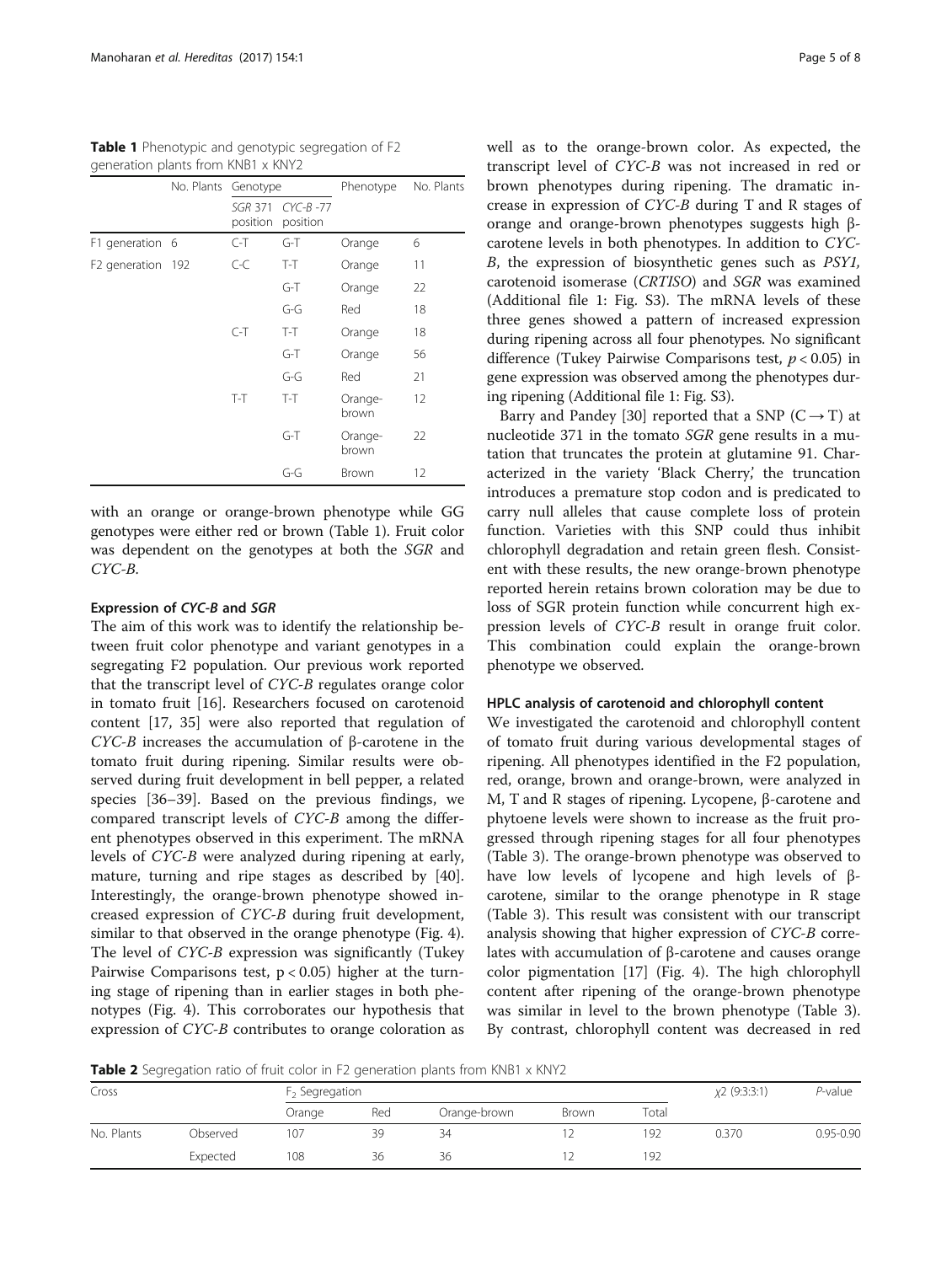**Table 1** Phenotypic and genotypic segregation of F2 generation plants from KNB1 x KNY2

| | No. Plants | Genotype | | Phenotype | No. Plants |
|---|---|---|---|---|---|
| | | *SGR* 371 position | *CYC-B* -77 position | | |
| F1 generation | 6 | C-T | G-T | Orange | 6 |
| F2 generation | 192 | C-C | T-T | Orange | 11 |
| | | | G-T | Orange | 22 |
| | | | G-G | Red | 18 |
| | | C-T | T-T | Orange | 18 |
| | | | G-T | Orange | 56 |
| | | | G-G | Red | 21 |
| | | T-T | T-T | Orange-brown | 12 |
| | | | G-T | Orange-brown | 22 |
| | | | G-G | Brown | 12 |

with an orange or orange-brown phenotype while GG genotypes were either red or brown (Table 1). Fruit color was dependent on the genotypes at both the *SGR* and *CYC-B*.

### Expression of *CYC-B* and *SGR*

The aim of this work was to identify the relationship between fruit color phenotype and variant genotypes in a segregating F2 population. Our previous work reported that the transcript level of *CYC-B* regulates orange color in tomato fruit [16]. Researchers focused on carotenoid content [17, 35] were also reported that regulation of *CYC-B* increases the accumulation of β-carotene in the tomato fruit during ripening. Similar results were observed during fruit development in bell pepper, a related species [36–39]. Based on the previous findings, we compared transcript levels of *CYC-B* among the different phenotypes observed in this experiment. The mRNA levels of *CYC-B* were analyzed during ripening at early, mature, turning and ripe stages as described by [40]. Interestingly, the orange-brown phenotype showed increased expression of *CYC-B* during fruit development, similar to that observed in the orange phenotype (Fig. 4). The level of *CYC-B* expression was significantly (Tukey Pairwise Comparisons test, $p < 0.05$) higher at the turning stage of ripening than in earlier stages in both phenotypes (Fig. 4). This corroborates our hypothesis that expression of *CYC-B* contributes to orange coloration as well as to the orange-brown color. As expected, the transcript level of *CYC-B* was not increased in red or brown phenotypes during ripening. The dramatic increase in expression of *CYC-B* during T and R stages of orange and orange-brown phenotypes suggests high β-carotene levels in both phenotypes. In addition to *CYC-B*, the expression of biosynthetic genes such as *PSY1*, carotenoid isomerase (*CRTISO*) and *SGR* was examined (Additional file 1: Fig. S3). The mRNA levels of these three genes showed a pattern of increased expression during ripening across all four phenotypes. No significant difference (Tukey Pairwise Comparisons test, $p < 0.05$) in gene expression was observed among the phenotypes during ripening (Additional file 1: Fig. S3).

Barry and Pandey [30] reported that a SNP (C → T) at nucleotide 371 in the tomato *SGR* gene results in a mutation that truncates the protein at glutamine 91. Characterized in the variety 'Black Cherry,' the truncation introduces a premature stop codon and is predicated to carry null alleles that cause complete loss of protein function. Varieties with this SNP could thus inhibit chlorophyll degradation and retain green flesh. Consistent with these results, the new orange-brown phenotype reported herein retains brown coloration may be due to loss of SGR protein function while concurrent high expression levels of *CYC-B* result in orange fruit color. This combination could explain the orange-brown phenotype we observed.

### HPLC analysis of carotenoid and chlorophyll content

We investigated the carotenoid and chlorophyll content of tomato fruit during various developmental stages of ripening. All phenotypes identified in the F2 population, red, orange, brown and orange-brown, were analyzed in M, T and R stages of ripening. Lycopene, β-carotene and phytoene levels were shown to increase as the fruit progressed through ripening stages for all four phenotypes (Table 3). The orange-brown phenotype was observed to have low levels of lycopene and high levels of β-carotene, similar to the orange phenotype in R stage (Table 3). This result was consistent with our transcript analysis showing that higher expression of *CYC-B* correlates with accumulation of β-carotene and causes orange color pigmentation [17] (Fig. 4). The high chlorophyll content after ripening of the orange-brown phenotype was similar in level to the brown phenotype (Table 3). By contrast, chlorophyll content was decreased in red

**Table 2** Segregation ratio of fruit color in F2 generation plants from KNB1 x KNY2

| Cross | | $F_2$ Segregation | | | | | $\chi2$ (9:3:3:1) | *P*-value |
|---|---|---|---|---|---|---|---|---|
| | | Orange | Red | Orange-brown | Brown | Total | | |
| No. Plants | Observed | 107 | 39 | 34 | 12 | 192 | 0.370 | 0.95-0.90 |
| | Expected | 108 | 36 | 36 | 12 | 192 | | |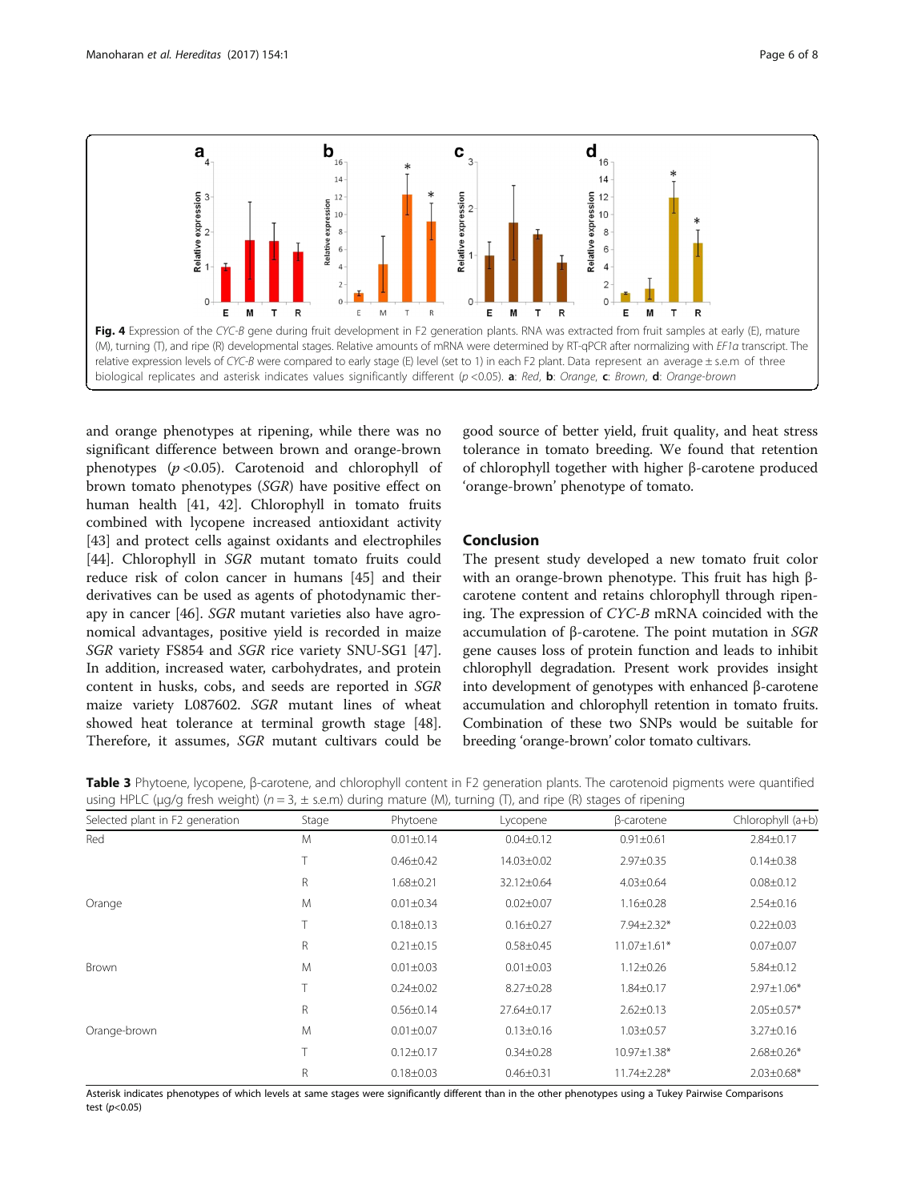Fig. 4 Expression of the *CYC-B* gene during fruit development in F2 generation plants. RNA was extracted from fruit samples at early (E), mature (M), turning (T), and ripe (R) developmental stages. Relative amounts of mRNA were determined by RT-qPCR after normalizing with *EF1α* transcript. The relative expression levels of *CYC-B* were compared to early stage (E) level (set to 1) in each F2 plant. Data represent an average ± s.e.m of three biological replicates and asterisk indicates values significantly different ($p$ <0.05). **a**: *Red*, **b**: *Orange*, **c**: *Brown*, **d**: *Orange-brown*

and orange phenotypes at ripening, while there was no significant difference between brown and orange-brown phenotypes ($p$ <0.05). Carotenoid and chlorophyll of brown tomato phenotypes (*SGR*) have positive effect on human health [41, 42]. Chlorophyll in tomato fruits combined with lycopene increased antioxidant activity [43] and protect cells against oxidants and electrophiles [44]. Chlorophyll in *SGR* mutant tomato fruits could reduce risk of colon cancer in humans [45] and their derivatives can be used as agents of photodynamic therapy in cancer [46]. *SGR* mutant varieties also have agronomical advantages, positive yield is recorded in maize *SGR* variety FS854 and *SGR* rice variety SNU-SG1 [47]. In addition, increased water, carbohydrates, and protein content in husks, cobs, and seeds are reported in *SGR* maize variety L087602. *SGR* mutant lines of wheat showed heat tolerance at terminal growth stage [48]. Therefore, it assumes, *SGR* mutant cultivars could be good source of better yield, fruit quality, and heat stress tolerance in tomato breeding. We found that retention of chlorophyll together with higher β-carotene produced 'orange-brown' phenotype of tomato.

## Conclusion

The present study developed a new tomato fruit color with an orange-brown phenotype. This fruit has high β-carotene content and retains chlorophyll through ripening. The expression of *CYC-B* mRNA coincided with the accumulation of β-carotene. The point mutation in *SGR* gene causes loss of protein function and leads to inhibit chlorophyll degradation. Present work provides insight into development of genotypes with enhanced β-carotene accumulation and chlorophyll retention in tomato fruits. Combination of these two SNPs would be suitable for breeding 'orange-brown' color tomato cultivars.

**Table 3** Phytoene, lycopene, β-carotene, and chlorophyll content in F2 generation plants. The carotenoid pigments were quantified using HPLC (μg/g fresh weight) ($n$ = 3, ± s.e.m) during mature (M), turning (T), and ripe (R) stages of ripening

| Selected plant in F2 generation | Stage | Phytoene | Lycopene | β-carotene | Chlorophyll (a+b) |
|---|---|---|---|---|---|
| Red | M | 0.01±0.14 | 0.04±0.12 | 0.91±0.61 | 2.84±0.17 |
| | T | 0.46±0.42 | 14.03±0.02 | 2.97±0.35 | 0.14±0.38 |
| | R | 1.68±0.21 | 32.12±0.64 | 4.03±0.64 | 0.08±0.12 |
| Orange | M | 0.01±0.34 | 0.02±0.07 | 1.16±0.28 | 2.54±0.16 |
| | T | 0.18±0.13 | 0.16±0.27 | 7.94±2.32* | 0.22±0.03 |
| | R | 0.21±0.15 | 0.58±0.45 | 11.07±1.61* | 0.07±0.07 |
| Brown | M | 0.01±0.03 | 0.01±0.03 | 1.12±0.26 | 5.84±0.12 |
| | T | 0.24±0.02 | 8.27±0.28 | 1.84±0.17 | 2.97±1.06* |
| | R | 0.56±0.14 | 27.64±0.17 | 2.62±0.13 | 2.05±0.57* |
| Orange-brown | M | 0.01±0.07 | 0.13±0.16 | 1.03±0.57 | 3.27±0.16 |
| | T | 0.12±0.17 | 0.34±0.28 | 10.97±1.38* | 2.68±0.26* |
| | R | 0.18±0.03 | 0.46±0.31 | 11.74±2.28* | 2.03±0.68* |

Asterisk indicates phenotypes of which levels at same stages were significantly different than in the other phenotypes using a Tukey Pairwise Comparisons test ($p$<0.05)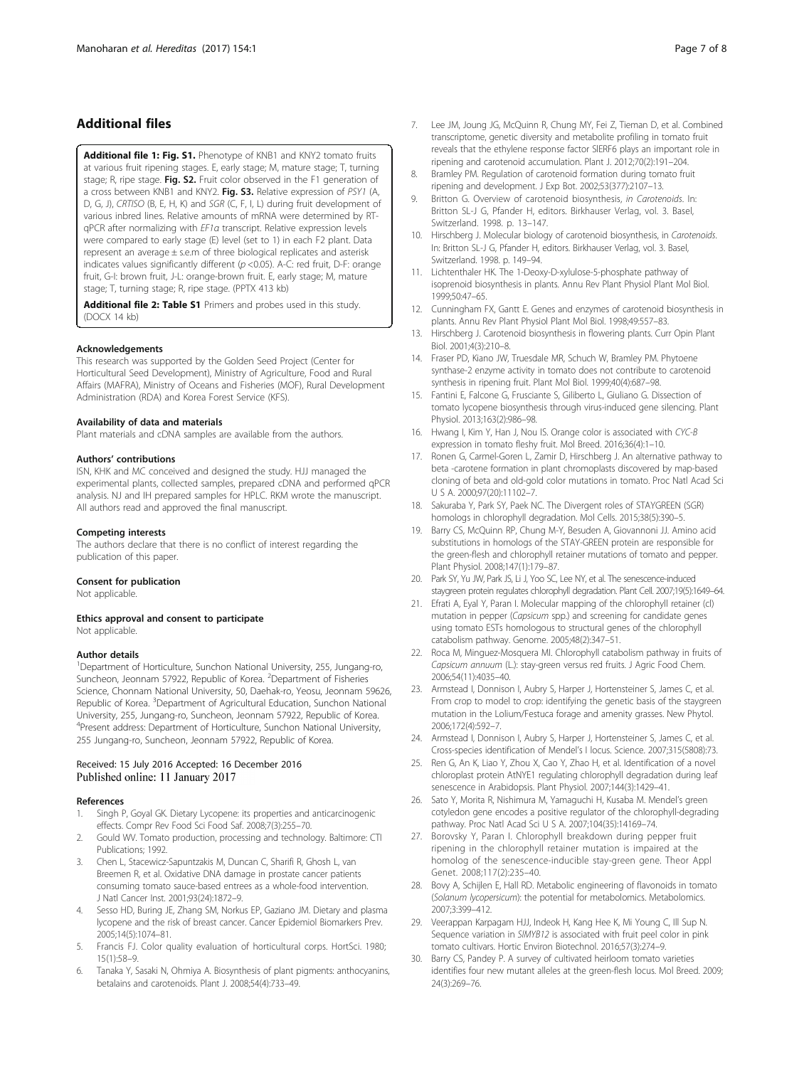## Additional files

**Additional file 1: Fig. S1.** Phenotype of KNB1 and KNY2 tomato fruits at various fruit ripening stages. E, early stage; M, mature stage; T, turning stage; R, ripe stage. **Fig. S2.** Fruit color observed in the F1 generation of a cross between KNB1 and KNY2. **Fig. S3.** Relative expression of *PSY1* (A, D, G, J), *CRTISO* (B, E, H, K) and *SGR* (C, F, I, L) during fruit development of various inbred lines. Relative amounts of mRNA were determined by RT-qPCR after normalizing with *EF1α* transcript. Relative expression levels were compared to early stage (E) level (set to 1) in each F2 plant. Data represent an average ± s.e.m of three biological replicates and asterisk indicates values significantly different ($p$ <0.05). A-C: red fruit, D-F: orange fruit, G-I: brown fruit, J-L: orange-brown fruit. E, early stage; M, mature stage; T, turning stage; R, ripe stage. (PPTX 413 kb)

**Additional file 2: Table S1** Primers and probes used in this study. (DOCX 14 kb)

#### Acknowledgements

This research was supported by the Golden Seed Project (Center for Horticultural Seed Development), Ministry of Agriculture, Food and Rural Affairs (MAFRA), Ministry of Oceans and Fisheries (MOF), Rural Development Administration (RDA) and Korea Forest Service (KFS).

#### Availability of data and materials

Plant materials and cDNA samples are available from the authors.

#### Authors' contributions

ISN, KHK and MC conceived and designed the study. HJJ managed the experimental plants, collected samples, prepared cDNA and performed qPCR analysis. NJ and IH prepared samples for HPLC. RKM wrote the manuscript. All authors read and approved the final manuscript.

#### Competing interests

The authors declare that there is no conflict of interest regarding the publication of this paper.

#### Consent for publication

Not applicable.

#### Ethics approval and consent to participate

Not applicable.

#### Author details

[1]Department of Horticulture, Sunchon National University, 255, Jungang-ro, Suncheon, Jeonnam 57922, Republic of Korea. [2]Department of Fisheries Science, Chonnam National University, 50, Daehak-ro, Yeosu, Jeonnam 59626, Republic of Korea. [3]Department of Agricultural Education, Sunchon National University, 255, Jungang-ro, Suncheon, Jeonnam 57922, Republic of Korea. [4]Present address: Department of Horticulture, Sunchon National University, 255 Jungang-ro, Suncheon, Jeonnam 57922, Republic of Korea.

Received: 15 July 2016 Accepted: 16 December 2016
Published online: 11 January 2017

#### References

1. Singh P, Goyal GK. Dietary Lycopene: its properties and anticarcinogenic effects. Compr Rev Food Sci Food Saf. 2008;7(3):255–70.
2. Gould WV. Tomato production, processing and technology. Baltimore: CTI Publications; 1992.
3. Chen L, Stacewicz-Sapuntzakis M, Duncan C, Sharifi R, Ghosh L, van Breemen R, et al. Oxidative DNA damage in prostate cancer patients consuming tomato sauce-based entrees as a whole-food intervention. J Natl Cancer Inst. 2001;93(24):1872–9.
4. Sesso HD, Buring JE, Zhang SM, Norkus EP, Gaziano JM. Dietary and plasma lycopene and the risk of breast cancer. Cancer Epidemiol Biomarkers Prev. 2005;14(5):1074–81.
5. Francis FJ. Color quality evaluation of horticultural corps. HortSci. 1980; 15(1):58–9.
6. Tanaka Y, Sasaki N, Ohmiya A. Biosynthesis of plant pigments: anthocyanins, betalains and carotenoids. Plant J. 2008;54(4):733–49.
7. Lee JM, Joung JG, McQuinn R, Chung MY, Fei Z, Tieman D, et al. Combined transcriptome, genetic diversity and metabolite profiling in tomato fruit reveals that the ethylene response factor SlERF6 plays an important role in ripening and carotenoid accumulation. Plant J. 2012;70(2):191–204.
8. Bramley PM. Regulation of carotenoid formation during tomato fruit ripening and development. J Exp Bot. 2002;53(377):2107–13.
9. Britton G. Overview of carotenoid biosynthesis, *in Carotenoids*. In: Britton SL-J G, Pfander H, editors. Birkhauser Verlag, vol. 3. Basel, Switzerland. 1998. p. 13–147.
10. Hirschberg J. Molecular biology of carotenoid biosynthesis, in *Carotenoids*. In: Britton SL-J G, Pfander H, editors. Birkhauser Verlag, vol. 3. Basel, Switzerland. 1998. p. 149–94.
11. Lichtenthaler HK. The 1-Deoxy-D-xylulose-5-phosphate pathway of isoprenoid biosynthesis in plants. Annu Rev Plant Physiol Plant Mol Biol. 1999;50:47–65.
12. Cunningham FX, Gantt E. Genes and enzymes of carotenoid biosynthesis in plants. Annu Rev Plant Physiol Plant Mol Biol. 1998;49:557–83.
13. Hirschberg J. Carotenoid biosynthesis in flowering plants. Curr Opin Plant Biol. 2001;4(3):210–8.
14. Fraser PD, Kiano JW, Truesdale MR, Schuch W, Bramley PM. Phytoene synthase-2 enzyme activity in tomato does not contribute to carotenoid synthesis in ripening fruit. Plant Mol Biol. 1999;40(4):687–98.
15. Fantini E, Falcone G, Frusciante S, Giliberto L, Giuliano G. Dissection of tomato lycopene biosynthesis through virus-induced gene silencing. Plant Physiol. 2013;163(2):986–98.
16. Hwang I, Kim Y, Han J, Nou IS. Orange color is associated with *CYC-B* expression in tomato fleshy fruit. Mol Breed. 2016;36(4):1–10.
17. Ronen G, Carmel-Goren L, Zamir D, Hirschberg J. An alternative pathway to beta -carotene formation in plant chromoplasts discovered by map-based cloning of beta and old-gold color mutations in tomato. Proc Natl Acad Sci U S A. 2000;97(20):11102–7.
18. Sakuraba Y, Park SY, Paek NC. The Divergent roles of STAYGREEN (SGR) homologs in chlorophyll degradation. Mol Cells. 2015;38(5):390–5.
19. Barry CS, McQuinn RP, Chung M-Y, Besuden A, Giovannoni JJ. Amino acid substitutions in homologs of the STAY-GREEN protein are responsible for the green-flesh and chlorophyll retainer mutations of tomato and pepper. Plant Physiol. 2008;147(1):179–87.
20. Park SY, Yu JW, Park JS, Li J, Yoo SC, Lee NY, et al. The senescence-induced staygreen protein regulates chlorophyll degradation. Plant Cell. 2007;19(5):1649–64.
21. Efrati A, Eyal Y, Paran I. Molecular mapping of the chlorophyll retainer (cl) mutation in pepper (*Capsicum* spp.) and screening for candidate genes using tomato ESTs homologous to structural genes of the chlorophyll catabolism pathway. Genome. 2005;48(2):347–51.
22. Roca M, Minguez-Mosquera MI. Chlorophyll catabolism pathway in fruits of *Capsicum annuum* (L.): stay-green versus red fruits. J Agric Food Chem. 2006;54(11):4035–40.
23. Armstead I, Donnison I, Aubry S, Harper J, Hortensteiner S, James C, et al. From crop to model to crop: identifying the genetic basis of the staygreen mutation in the Lolium/Festuca forage and amenity grasses. New Phytol. 2006;172(4):592–7.
24. Armstead I, Donnison I, Aubry S, Harper J, Hortensteiner S, James C, et al. Cross-species identification of Mendel's I locus. Science. 2007;315(5808):73.
25. Ren G, An K, Liao Y, Zhou X, Cao Y, Zhao H, et al. Identification of a novel chloroplast protein AtNYE1 regulating chlorophyll degradation during leaf senescence in Arabidopsis. Plant Physiol. 2007;144(3):1429–41.
26. Sato Y, Morita R, Nishimura M, Yamaguchi H, Kusaba M. Mendel's green cotyledon gene encodes a positive regulator of the chlorophyll-degrading pathway. Proc Natl Acad Sci U S A. 2007;104(35):14169–74.
27. Borovsky Y, Paran I. Chlorophyll breakdown during pepper fruit ripening in the chlorophyll retainer mutation is impaired at the homolog of the senescence-inducible stay-green gene. Theor Appl Genet. 2008;117(2):235–40.
28. Bovy A, Schijlen E, Hall RD. Metabolic engineering of flavonoids in tomato (*Solanum lycopersicum*): the potential for metabolomics. Metabolomics. 2007;3:399–412.
29. Veerappan Karpagam HJJ, Indeok H, Kang Hee K, Mi Young C, Ill Sup N. Sequence variation in *SlMYB12* is associated with fruit peel color in pink tomato cultivars. Hortic Environ Biotechnol. 2016;57(3):274–9.
30. Barry CS, Pandey P. A survey of cultivated heirloom tomato varieties identifies four new mutant alleles at the green-flesh locus. Mol Breed. 2009; 24(3):269–76.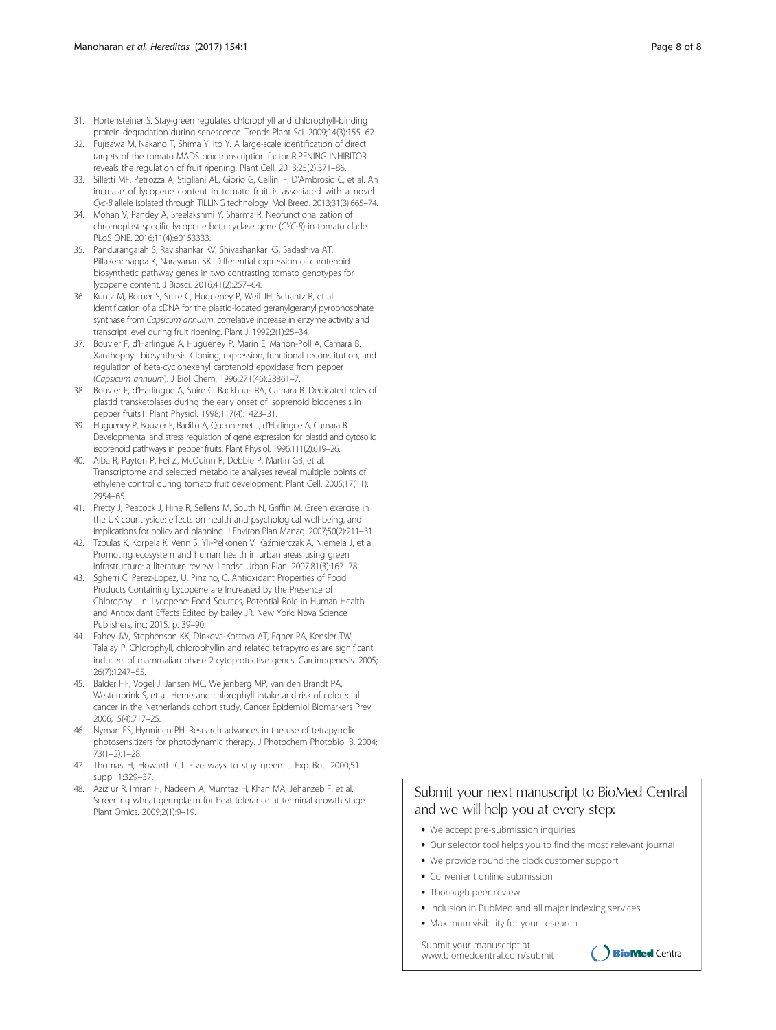31. Hortensteiner S. Stay-green regulates chlorophyll and chlorophyll-binding protein degradation during senescence. Trends Plant Sci. 2009;14(3):155–62.
32. Fujisawa M, Nakano T, Shima Y, Ito Y. A large-scale identification of direct targets of the tomato MADS box transcription factor RIPENING INHIBITOR reveals the regulation of fruit ripening. Plant Cell. 2013;25(2):371–86.
33. Silletti MF, Petrozza A, Stigliani AL, Giorio G, Cellini F, D'Ambrosio C, et al. An increase of lycopene content in tomato fruit is associated with a novel *Cyc-B* allele isolated through TILLING technology. Mol Breed. 2013;31(3):665–74.
34. Mohan V, Pandey A, Sreelakshmi Y, Sharma R. Neofunctionalization of chromoplast specific lycopene beta cyclase gene (*CYC-B*) in tomato clade. PLoS ONE. 2016;11(4):e0153333.
35. Pandurangaiah S, Ravishankar KV, Shivashankar KS, Sadashiva AT, Pillakenchappa K, Narayanan SK. Differential expression of carotenoid biosynthetic pathway genes in two contrasting tomato genotypes for lycopene content. J Biosci. 2016;41(2):257–64.
36. Kuntz M, Romer S, Suire C, Hugueney P, Weil JH, Schantz R, et al. Identification of a cDNA for the plastid-located geranylgeranyl pyrophosphate synthase from *Capsicum annuum*: correlative increase in enzyme activity and transcript level during fruit ripening. Plant J. 1992;2(1):25–34.
37. Bouvier F, d'Harlingue A, Hugueney P, Marin E, Marion-Poll A, Camara B. Xanthophyll biosynthesis. Cloning, expression, functional reconstitution, and regulation of beta-cyclohexenyl carotenoid epoxidase from pepper (*Capsicum annuum*). J Biol Chem. 1996;271(46):28861–7.
38. Bouvier F, d'Harlingue A, Suire C, Backhaus RA, Camara B. Dedicated roles of plastid transketolases during the early onset of isoprenoid biogenesis in pepper fruits1. Plant Physiol. 1998;117(4):1423–31.
39. Hugueney P, Bouvier F, Badillo A, Quennemet J, d'Harlingue A, Camara B. Developmental and stress regulation of gene expression for plastid and cytosolic isoprenoid pathways in pepper fruits. Plant Physiol. 1996;111(2):619–26.
40. Alba R, Payton P, Fei Z, McQuinn R, Debbie P, Martin GB, et al. Transcriptome and selected metabolite analyses reveal multiple points of ethylene control during tomato fruit development. Plant Cell. 2005;17(11):2954–65.
41. Pretty J, Peacock J, Hine R, Sellens M, South N, Griffin M. Green exercise in the UK countryside: effects on health and psychological well-being, and implications for policy and planning. J Environ Plan Manag. 2007;50(2):211–31.
42. Tzoulas K, Korpela K, Venn S, Yli-Pelkonen V, Kaźmierczak A, Niemela J, et al. Promoting ecosystem and human health in urban areas using green infrastructure: a literature review. Landsc Urban Plan. 2007;81(3):167–78.
43. Sgherri C, Perez-Lopez, U, Pinzino, C. Antioxidant Properties of Food Products Containing Lycopene are Increased by the Presence of Chlorophyll. In: Lycopene: Food Sources, Potential Role in Human Health and Antioxidant Effects Edited by bailey JR. New York: Nova Science Publishers, inc; 2015. p. 39–90.
44. Fahey JW, Stephenson KK, Dinkova-Kostova AT, Egner PA, Kensler TW, Talalay P. Chlorophyll, chlorophyllin and related tetrapyrroles are significant inducers of mammalian phase 2 cytoprotective genes. Carcinogenesis. 2005; 26(7):1247–55.
45. Balder HF, Vogel J, Jansen MC, Weijenberg MP, van den Brandt PA, Westenbrink S, et al. Heme and chlorophyll intake and risk of colorectal cancer in the Netherlands cohort study. Cancer Epidemiol Biomarkers Prev. 2006;15(4):717–25.
46. Nyman ES, Hynninen PH. Research advances in the use of tetrapyrrolic photosensitizers for photodynamic therapy. J Photochem Photobiol B. 2004; 73(1–2):1–28.
47. Thomas H, Howarth CJ. Five ways to stay green. J Exp Bot. 2000;51 suppl 1:329–37.
48. Aziz ur R, Imran H, Nadeem A, Mumtaz H, Khan MA, Jehanzeb F, et al. Screening wheat germplasm for heat tolerance at terminal growth stage. Plant Omics. 2009;2(1):9–19.

Submit your next manuscript to BioMed Central and we will help you at every step:

- We accept pre-submission inquiries
- Our selector tool helps you to find the most relevant journal
- We provide round the clock customer support
- Convenient online submission
- Thorough peer review
- Inclusion in PubMed and all major indexing services
- Maximum visibility for your research

Submit your manuscript at www.biomedcentral.com/submit

BioMed Central